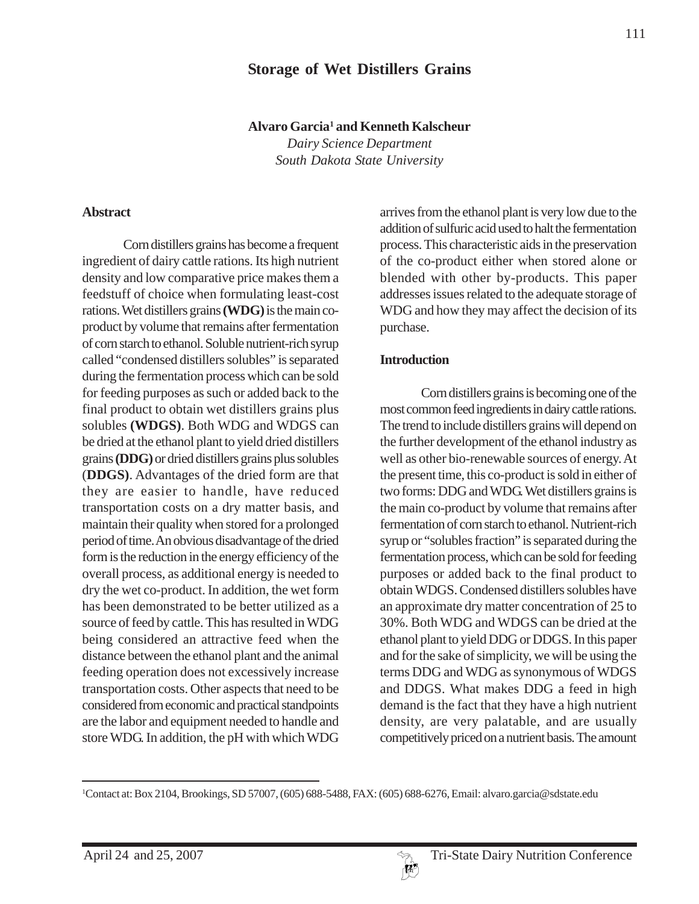# Storage of Wet Distillers Grains

**Alvaro Garcia[1] and Kenneth Kalscheur**

*Dairy Science Department*
*South Dakota State University*

## Abstract

Corn distillers grains has become a frequent ingredient of dairy cattle rations. Its high nutrient density and low comparative price makes them a feedstuff of choice when formulating least-cost rations. Wet distillers grains **(WDG)** is the main co-product by volume that remains after fermentation of corn starch to ethanol. Soluble nutrient-rich syrup called "condensed distillers solubles" is separated during the fermentation process which can be sold for feeding purposes as such or added back to the final product to obtain wet distillers grains plus solubles **(WDGS)**. Both WDG and WDGS can be dried at the ethanol plant to yield dried distillers grains **(DDG)** or dried distillers grains plus solubles (**DDGS)**. Advantages of the dried form are that they are easier to handle, have reduced transportation costs on a dry matter basis, and maintain their quality when stored for a prolonged period of time. An obvious disadvantage of the dried form is the reduction in the energy efficiency of the overall process, as additional energy is needed to dry the wet co-product. In addition, the wet form has been demonstrated to be better utilized as a source of feed by cattle. This has resulted in WDG being considered an attractive feed when the distance between the ethanol plant and the animal feeding operation does not excessively increase transportation costs. Other aspects that need to be considered from economic and practical standpoints are the labor and equipment needed to handle and store WDG. In addition, the pH with which WDG arrives from the ethanol plant is very low due to the addition of sulfuric acid used to halt the fermentation process. This characteristic aids in the preservation of the co-product either when stored alone or blended with other by-products. This paper addresses issues related to the adequate storage of WDG and how they may affect the decision of its purchase.

## Introduction

Corn distillers grains is becoming one of the most common feed ingredients in dairy cattle rations. The trend to include distillers grains will depend on the further development of the ethanol industry as well as other bio-renewable sources of energy. At the present time, this co-product is sold in either of two forms: DDG and WDG. Wet distillers grains is the main co-product by volume that remains after fermentation of corn starch to ethanol. Nutrient-rich syrup or "solubles fraction" is separated during the fermentation process, which can be sold for feeding purposes or added back to the final product to obtain WDGS. Condensed distillers solubles have an approximate dry matter concentration of 25 to 30%. Both WDG and WDGS can be dried at the ethanol plant to yield DDG or DDGS. In this paper and for the sake of simplicity, we will be using the terms DDG and WDG as synonymous of WDGS and DDGS. What makes DDG a feed in high demand is the fact that they have a high nutrient density, are very palatable, and are usually competitively priced on a nutrient basis. The amount

[1]Contact at: Box 2104, Brookings, SD 57007, (605) 688-5488, FAX: (605) 688-6276, Email: alvaro.garcia@sdstate.edu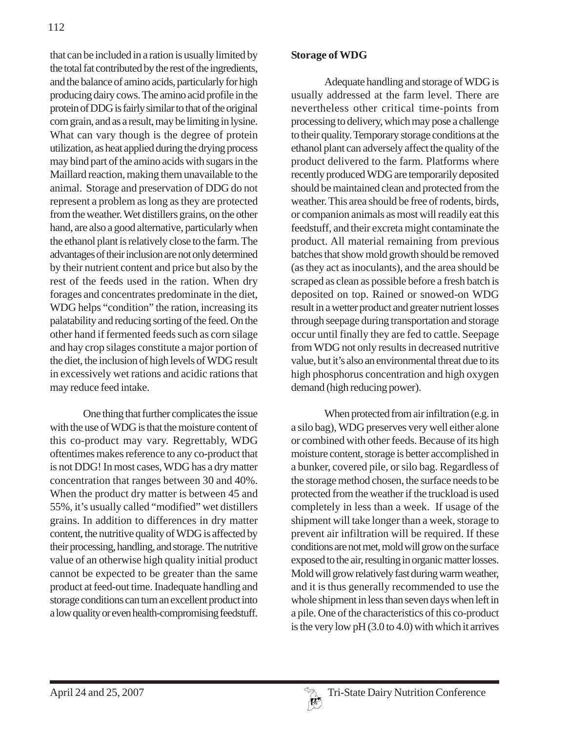that can be included in a ration is usually limited by the total fat contributed by the rest of the ingredients, and the balance of amino acids, particularly for high producing dairy cows. The amino acid profile in the protein of DDG is fairly similar to that of the original corn grain, and as a result, may be limiting in lysine. What can vary though is the degree of protein utilization, as heat applied during the drying process may bind part of the amino acids with sugars in the Maillard reaction, making them unavailable to the animal. Storage and preservation of DDG do not represent a problem as long as they are protected from the weather. Wet distillers grains, on the other hand, are also a good alternative, particularly when the ethanol plant is relatively close to the farm. The advantages of their inclusion are not only determined by their nutrient content and price but also by the rest of the feeds used in the ration. When dry forages and concentrates predominate in the diet, WDG helps "condition" the ration, increasing its palatability and reducing sorting of the feed. On the other hand if fermented feeds such as corn silage and hay crop silages constitute a major portion of the diet, the inclusion of high levels of WDG result in excessively wet rations and acidic rations that may reduce feed intake.

One thing that further complicates the issue with the use of WDG is that the moisture content of this co-product may vary. Regrettably, WDG oftentimes makes reference to any co-product that is not DDG! In most cases, WDG has a dry matter concentration that ranges between 30 and 40%. When the product dry matter is between 45 and 55%, it's usually called "modified" wet distillers grains. In addition to differences in dry matter content, the nutritive quality of WDG is affected by their processing, handling, and storage. The nutritive value of an otherwise high quality initial product cannot be expected to be greater than the same product at feed-out time. Inadequate handling and storage conditions can turn an excellent product into a low quality or even health-compromising feedstuff.

**Storage of WDG**

Adequate handling and storage of WDG is usually addressed at the farm level. There are nevertheless other critical time-points from processing to delivery, which may pose a challenge to their quality. Temporary storage conditions at the ethanol plant can adversely affect the quality of the product delivered to the farm. Platforms where recently produced WDG are temporarily deposited should be maintained clean and protected from the weather. This area should be free of rodents, birds, or companion animals as most will readily eat this feedstuff, and their excreta might contaminate the product. All material remaining from previous batches that show mold growth should be removed (as they act as inoculants), and the area should be scraped as clean as possible before a fresh batch is deposited on top. Rained or snowed-on WDG result in a wetter product and greater nutrient losses through seepage during transportation and storage occur until finally they are fed to cattle. Seepage from WDG not only results in decreased nutritive value, but it's also an environmental threat due to its high phosphorus concentration and high oxygen demand (high reducing power).

When protected from air infiltration (e.g. in a silo bag), WDG preserves very well either alone or combined with other feeds. Because of its high moisture content, storage is better accomplished in a bunker, covered pile, or silo bag. Regardless of the storage method chosen, the surface needs to be protected from the weather if the truckload is used completely in less than a week. If usage of the shipment will take longer than a week, storage to prevent air infiltration will be required. If these conditions are not met, mold will grow on the surface exposed to the air, resulting in organic matter losses. Mold will grow relatively fast during warm weather, and it is thus generally recommended to use the whole shipment in less than seven days when left in a pile. One of the characteristics of this co-product is the very low pH (3.0 to 4.0) with which it arrives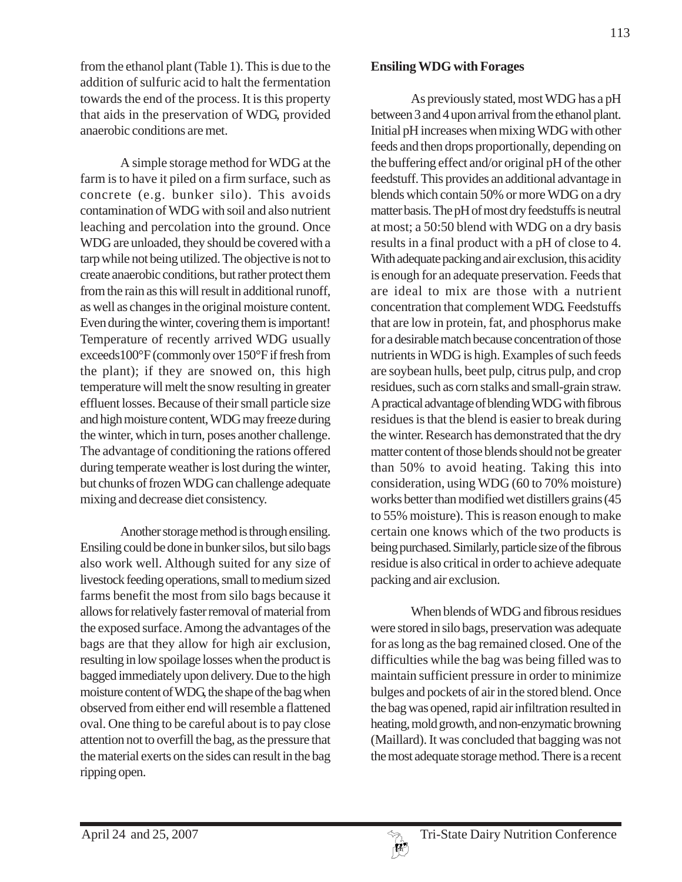from the ethanol plant (Table 1). This is due to the addition of sulfuric acid to halt the fermentation towards the end of the process. It is this property that aids in the preservation of WDG, provided anaerobic conditions are met.

A simple storage method for WDG at the farm is to have it piled on a firm surface, such as concrete (e.g. bunker silo). This avoids contamination of WDG with soil and also nutrient leaching and percolation into the ground. Once WDG are unloaded, they should be covered with a tarp while not being utilized. The objective is not to create anaerobic conditions, but rather protect them from the rain as this will result in additional runoff, as well as changes in the original moisture content. Even during the winter, covering them is important! Temperature of recently arrived WDG usually exceeds100°F (commonly over 150°F if fresh from the plant); if they are snowed on, this high temperature will melt the snow resulting in greater effluent losses. Because of their small particle size and high moisture content, WDG may freeze during the winter, which in turn, poses another challenge. The advantage of conditioning the rations offered during temperate weather is lost during the winter, but chunks of frozen WDG can challenge adequate mixing and decrease diet consistency.

Another storage method is through ensiling. Ensiling could be done in bunker silos, but silo bags also work well. Although suited for any size of livestock feeding operations, small to medium sized farms benefit the most from silo bags because it allows for relatively faster removal of material from the exposed surface. Among the advantages of the bags are that they allow for high air exclusion, resulting in low spoilage losses when the product is bagged immediately upon delivery. Due to the high moisture content of WDG, the shape of the bag when observed from either end will resemble a flattened oval. One thing to be careful about is to pay close attention not to overfill the bag, as the pressure that the material exerts on the sides can result in the bag ripping open.

**Ensiling WDG with Forages**

As previously stated, most WDG has a pH between 3 and 4 upon arrival from the ethanol plant. Initial pH increases when mixing WDG with other feeds and then drops proportionally, depending on the buffering effect and/or original pH of the other feedstuff. This provides an additional advantage in blends which contain 50% or more WDG on a dry matter basis. The pH of most dry feedstuffs is neutral at most; a 50:50 blend with WDG on a dry basis results in a final product with a pH of close to 4. With adequate packing and air exclusion, this acidity is enough for an adequate preservation. Feeds that are ideal to mix are those with a nutrient concentration that complement WDG. Feedstuffs that are low in protein, fat, and phosphorus make for a desirable match because concentration of those nutrients in WDG is high. Examples of such feeds are soybean hulls, beet pulp, citrus pulp, and crop residues, such as corn stalks and small-grain straw. A practical advantage of blending WDG with fibrous residues is that the blend is easier to break during the winter. Research has demonstrated that the dry matter content of those blends should not be greater than 50% to avoid heating. Taking this into consideration, using WDG (60 to 70% moisture) works better than modified wet distillers grains (45 to 55% moisture). This is reason enough to make certain one knows which of the two products is being purchased. Similarly, particle size of the fibrous residue is also critical in order to achieve adequate packing and air exclusion.

When blends of WDG and fibrous residues were stored in silo bags, preservation was adequate for as long as the bag remained closed. One of the difficulties while the bag was being filled was to maintain sufficient pressure in order to minimize bulges and pockets of air in the stored blend. Once the bag was opened, rapid air infiltration resulted in heating, mold growth, and non-enzymatic browning (Maillard). It was concluded that bagging was not the most adequate storage method. There is a recent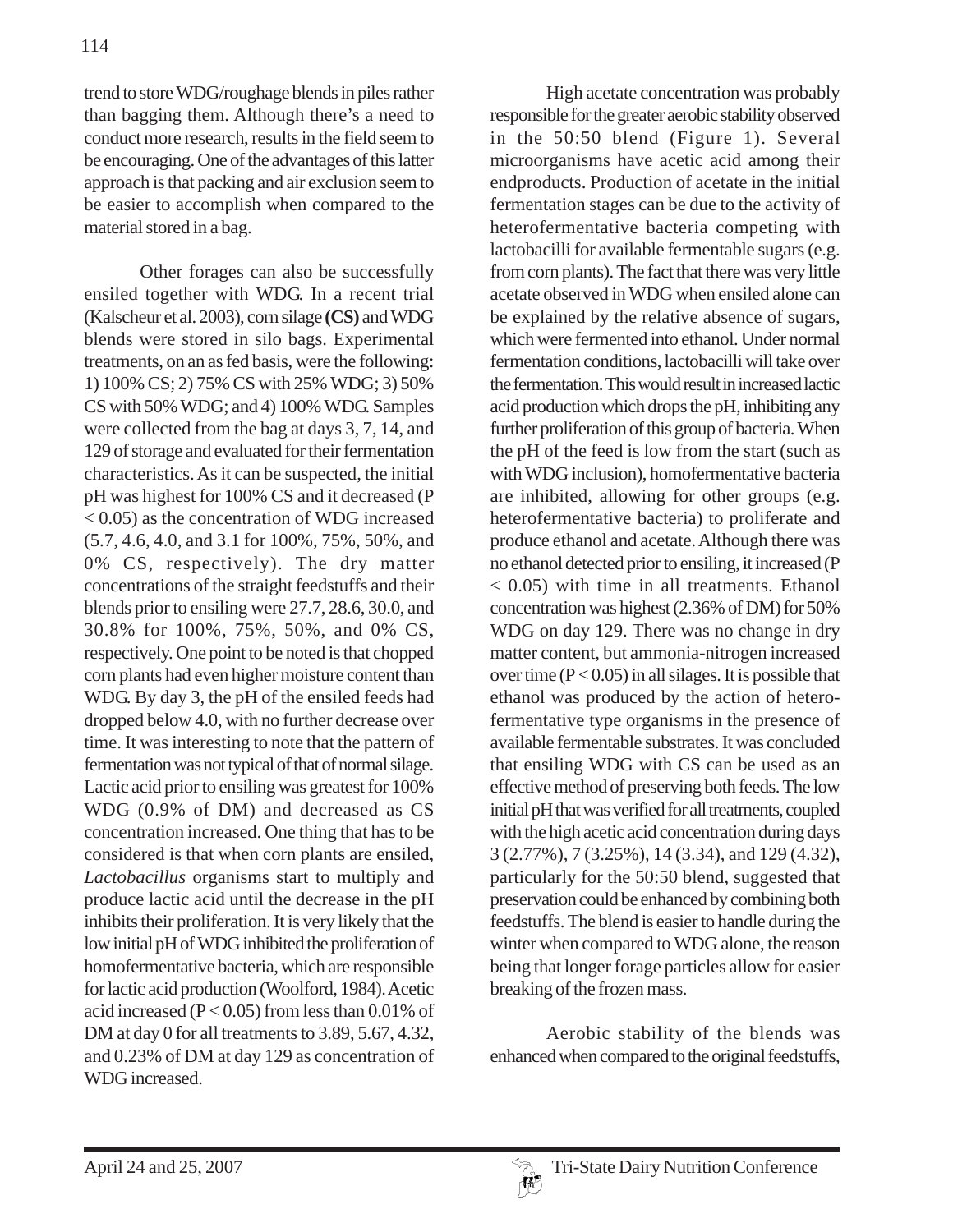trend to store WDG/roughage blends in piles rather than bagging them. Although there's a need to conduct more research, results in the field seem to be encouraging. One of the advantages of this latter approach is that packing and air exclusion seem to be easier to accomplish when compared to the material stored in a bag.

Other forages can also be successfully ensiled together with WDG. In a recent trial (Kalscheur et al. 2003), corn silage **(CS)** and WDG blends were stored in silo bags. Experimental treatments, on an as fed basis, were the following: 1) 100% CS; 2) 75% CS with 25% WDG; 3) 50% CS with 50% WDG; and 4) 100% WDG. Samples were collected from the bag at days 3, 7, 14, and 129 of storage and evaluated for their fermentation characteristics. As it can be suspected, the initial pH was highest for 100% CS and it decreased ($P < 0.05$) as the concentration of WDG increased (5.7, 4.6, 4.0, and 3.1 for 100%, 75%, 50%, and 0% CS, respectively). The dry matter concentrations of the straight feedstuffs and their blends prior to ensiling were 27.7, 28.6, 30.0, and 30.8% for 100%, 75%, 50%, and 0% CS, respectively. One point to be noted is that chopped corn plants had even higher moisture content than WDG. By day 3, the pH of the ensiled feeds had dropped below 4.0, with no further decrease over time. It was interesting to note that the pattern of fermentation was not typical of that of normal silage. Lactic acid prior to ensiling was greatest for 100% WDG (0.9% of DM) and decreased as CS concentration increased. One thing that has to be considered is that when corn plants are ensiled, *Lactobacillus* organisms start to multiply and produce lactic acid until the decrease in the pH inhibits their proliferation. It is very likely that the low initial pH of WDG inhibited the proliferation of homofermentative bacteria, which are responsible for lactic acid production (Woolford, 1984). Acetic acid increased ($P < 0.05$) from less than 0.01% of DM at day 0 for all treatments to 3.89, 5.67, 4.32, and 0.23% of DM at day 129 as concentration of WDG increased.

High acetate concentration was probably responsible for the greater aerobic stability observed in the 50:50 blend (Figure 1). Several microorganisms have acetic acid among their endproducts. Production of acetate in the initial fermentation stages can be due to the activity of heterofermentative bacteria competing with lactobacilli for available fermentable sugars (e.g. from corn plants). The fact that there was very little acetate observed in WDG when ensiled alone can be explained by the relative absence of sugars, which were fermented into ethanol. Under normal fermentation conditions, lactobacilli will take over the fermentation. This would result in increased lactic acid production which drops the pH, inhibiting any further proliferation of this group of bacteria. When the pH of the feed is low from the start (such as with WDG inclusion), homofermentative bacteria are inhibited, allowing for other groups (e.g. heterofermentative bacteria) to proliferate and produce ethanol and acetate. Although there was no ethanol detected prior to ensiling, it increased ($P < 0.05$) with time in all treatments. Ethanol concentration was highest (2.36% of DM) for 50% WDG on day 129. There was no change in dry matter content, but ammonia-nitrogen increased over time ($P < 0.05$) in all silages. It is possible that ethanol was produced by the action of hetero-fermentative type organisms in the presence of available fermentable substrates. It was concluded that ensiling WDG with CS can be used as an effective method of preserving both feeds. The low initial pH that was verified for all treatments, coupled with the high acetic acid concentration during days 3 (2.77%), 7 (3.25%), 14 (3.34), and 129 (4.32), particularly for the 50:50 blend, suggested that preservation could be enhanced by combining both feedstuffs. The blend is easier to handle during the winter when compared to WDG alone, the reason being that longer forage particles allow for easier breaking of the frozen mass.

Aerobic stability of the blends was enhanced when compared to the original feedstuffs,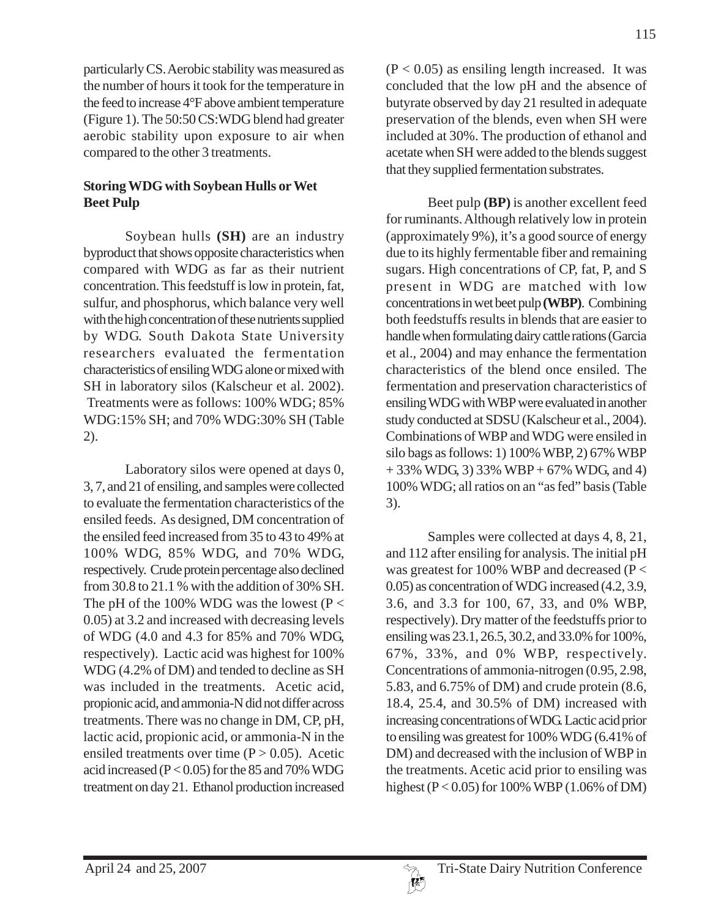particularly CS. Aerobic stability was measured as the number of hours it took for the temperature in the feed to increase 4°F above ambient temperature (Figure 1). The 50:50 CS:WDG blend had greater aerobic stability upon exposure to air when compared to the other 3 treatments.

### Storing WDG with Soybean Hulls or Wet Beet Pulp

Soybean hulls **(SH)** are an industry byproduct that shows opposite characteristics when compared with WDG as far as their nutrient concentration. This feedstuff is low in protein, fat, sulfur, and phosphorus, which balance very well with the high concentration of these nutrients supplied by WDG. South Dakota State University researchers evaluated the fermentation characteristics of ensiling WDG alone or mixed with SH in laboratory silos (Kalscheur et al. 2002). Treatments were as follows: 100% WDG; 85% WDG:15% SH; and 70% WDG:30% SH (Table 2).

Laboratory silos were opened at days 0, 3, 7, and 21 of ensiling, and samples were collected to evaluate the fermentation characteristics of the ensiled feeds. As designed, DM concentration of the ensiled feed increased from 35 to 43 to 49% at 100% WDG, 85% WDG, and 70% WDG, respectively. Crude protein percentage also declined from 30.8 to 21.1 % with the addition of 30% SH. The pH of the 100% WDG was the lowest ($P < 0.05$) at 3.2 and increased with decreasing levels of WDG (4.0 and 4.3 for 85% and 70% WDG, respectively). Lactic acid was highest for 100% WDG (4.2% of DM) and tended to decline as SH was included in the treatments. Acetic acid, propionic acid, and ammonia-N did not differ across treatments. There was no change in DM, CP, pH, lactic acid, propionic acid, or ammonia-N in the ensiled treatments over time ($P > 0.05$). Acetic acid increased ($P < 0.05$) for the 85 and 70% WDG treatment on day 21. Ethanol production increased ($P < 0.05$) as ensiling length increased. It was concluded that the low pH and the absence of butyrate observed by day 21 resulted in adequate preservation of the blends, even when SH were included at 30%. The production of ethanol and acetate when SH were added to the blends suggest that they supplied fermentation substrates.

Beet pulp **(BP)** is another excellent feed for ruminants. Although relatively low in protein (approximately 9%), it's a good source of energy due to its highly fermentable fiber and remaining sugars. High concentrations of CP, fat, P, and S present in WDG are matched with low concentrations in wet beet pulp **(WBP)**. Combining both feedstuffs results in blends that are easier to handle when formulating dairy cattle rations (Garcia et al., 2004) and may enhance the fermentation characteristics of the blend once ensiled. The fermentation and preservation characteristics of ensiling WDG with WBP were evaluated in another study conducted at SDSU (Kalscheur et al., 2004). Combinations of WBP and WDG were ensiled in silo bags as follows: 1) 100% WBP, 2) 67% WBP + 33% WDG, 3) 33% WBP + 67% WDG, and 4) 100% WDG; all ratios on an "as fed" basis (Table 3).

Samples were collected at days 4, 8, 21, and 112 after ensiling for analysis. The initial pH was greatest for 100% WBP and decreased ($P < 0.05$) as concentration of WDG increased (4.2, 3.9, 3.6, and 3.3 for 100, 67, 33, and 0% WBP, respectively). Dry matter of the feedstuffs prior to ensiling was 23.1, 26.5, 30.2, and 33.0% for 100%, 67%, 33%, and 0% WBP, respectively. Concentrations of ammonia-nitrogen (0.95, 2.98, 5.83, and 6.75% of DM) and crude protein (8.6, 18.4, 25.4, and 30.5% of DM) increased with increasing concentrations of WDG. Lactic acid prior to ensiling was greatest for 100% WDG (6.41% of DM) and decreased with the inclusion of WBP in the treatments. Acetic acid prior to ensiling was highest ($P < 0.05$) for 100% WBP (1.06% of DM)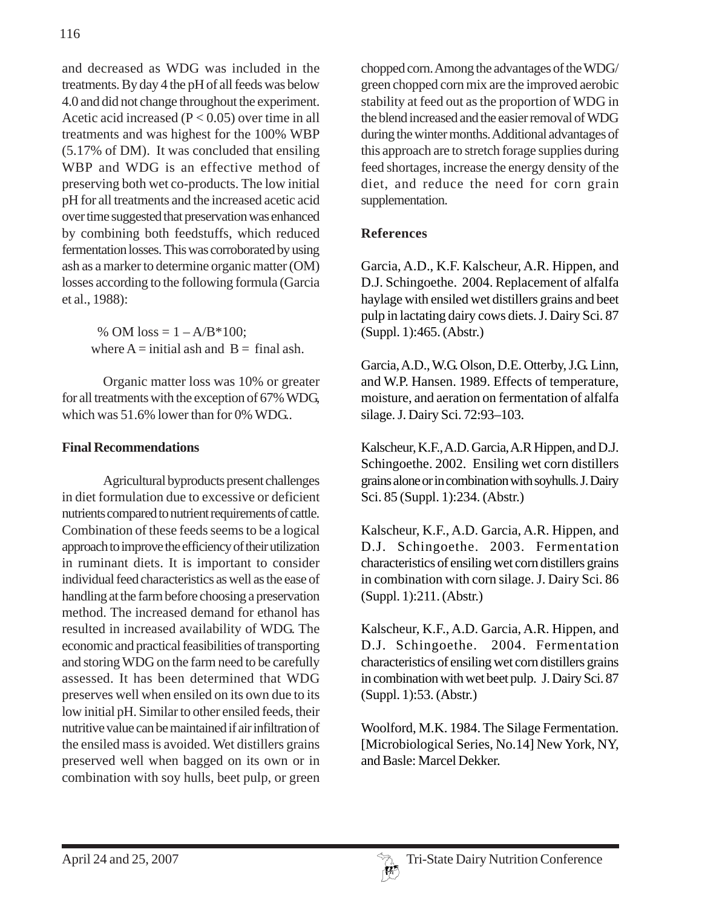and decreased as WDG was included in the treatments. By day 4 the pH of all feeds was below 4.0 and did not change throughout the experiment. Acetic acid increased ($P < 0.05$) over time in all treatments and was highest for the 100% WBP (5.17% of DM). It was concluded that ensiling WBP and WDG is an effective method of preserving both wet co-products. The low initial pH for all treatments and the increased acetic acid over time suggested that preservation was enhanced by combining both feedstuffs, which reduced fermentation losses. This was corroborated by using ash as a marker to determine organic matter (OM) losses according to the following formula (Garcia et al., 1988):

$$\% \text{ OM loss} = 1 - A/B*100;$$
where $A$ = initial ash and $B$ = final ash.

Organic matter loss was 10% or greater for all treatments with the exception of 67% WDG, which was 51.6% lower than for 0% WDG..

**Final Recommendations**

Agricultural byproducts present challenges in diet formulation due to excessive or deficient nutrients compared to nutrient requirements of cattle. Combination of these feeds seems to be a logical approach to improve the efficiency of their utilization in ruminant diets. It is important to consider individual feed characteristics as well as the ease of handling at the farm before choosing a preservation method. The increased demand for ethanol has resulted in increased availability of WDG. The economic and practical feasibilities of transporting and storing WDG on the farm need to be carefully assessed. It has been determined that WDG preserves well when ensiled on its own due to its low initial pH. Similar to other ensiled feeds, their nutritive value can be maintained if air infiltration of the ensiled mass is avoided. Wet distillers grains preserved well when bagged on its own or in combination with soy hulls, beet pulp, or green chopped corn. Among the advantages of the WDG/green chopped corn mix are the improved aerobic stability at feed out as the proportion of WDG in the blend increased and the easier removal of WDG during the winter months. Additional advantages of this approach are to stretch forage supplies during feed shortages, increase the energy density of the diet, and reduce the need for corn grain supplementation.

**References**

Garcia, A.D., K.F. Kalscheur, A.R. Hippen, and D.J. Schingoethe. 2004. Replacement of alfalfa haylage with ensiled wet distillers grains and beet pulp in lactating dairy cows diets. J. Dairy Sci. 87 (Suppl. 1):465. (Abstr.)

Garcia, A.D., W.G. Olson, D.E. Otterby, J.G. Linn, and W.P. Hansen. 1989. Effects of temperature, moisture, and aeration on fermentation of alfalfa silage. J. Dairy Sci. 72:93–103.

Kalscheur, K.F., A.D. Garcia, A.R Hippen, and D.J. Schingoethe. 2002. Ensiling wet corn distillers grains alone or in combination with soyhulls. J. Dairy Sci. 85 (Suppl. 1):234. (Abstr.)

Kalscheur, K.F., A.D. Garcia, A.R. Hippen, and D.J. Schingoethe. 2003. Fermentation characteristics of ensiling wet corn distillers grains in combination with corn silage. J. Dairy Sci. 86 (Suppl. 1):211. (Abstr.)

Kalscheur, K.F., A.D. Garcia, A.R. Hippen, and D.J. Schingoethe. 2004. Fermentation characteristics of ensiling wet corn distillers grains in combination with wet beet pulp. J. Dairy Sci. 87 (Suppl. 1):53. (Abstr.)

Woolford, M.K. 1984. The Silage Fermentation. [Microbiological Series, No.14] New York, NY, and Basle: Marcel Dekker.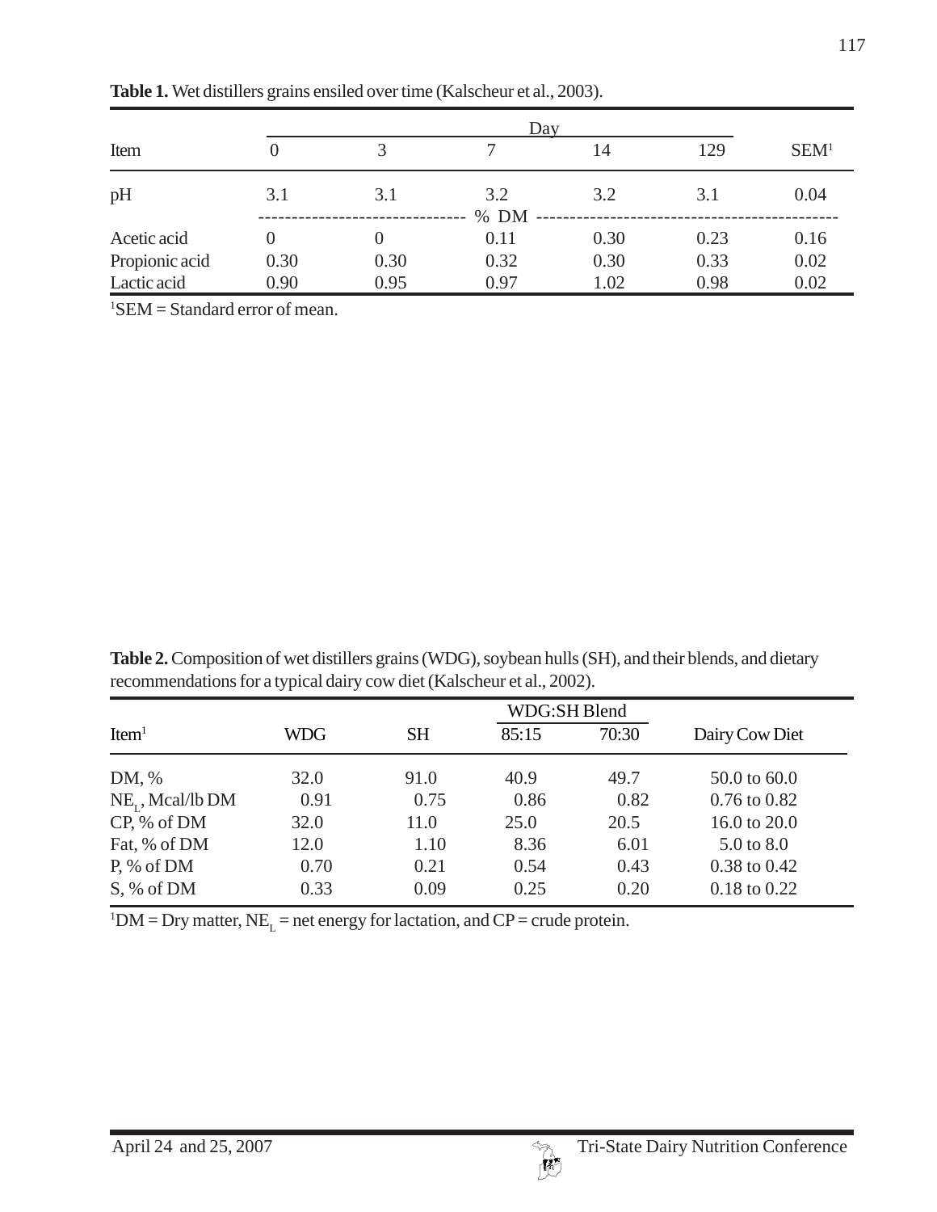**Table 1.** Wet distillers grains ensiled over time (Kalscheur et al., 2003).

| Item | Day | | | | | SEM[1] |
|---|---|---|---|---|---|---|
| | 0 | 3 | 7 | 14 | 129 | |
| pH | 3.1 | 3.1 | 3.2 | 3.2 | 3.1 | 0.04 |
| | % DM | | | | | |
| Acetic acid | 0 | 0 | 0.11 | 0.30 | 0.23 | 0.16 |
| Propionic acid | 0.30 | 0.30 | 0.32 | 0.30 | 0.33 | 0.02 |
| Lactic acid | 0.90 | 0.95 | 0.97 | 1.02 | 0.98 | 0.02 |

[1]SEM = Standard error of mean.

**Table 2.** Composition of wet distillers grains (WDG), soybean hulls (SH), and their blends, and dietary recommendations for a typical dairy cow diet (Kalscheur et al., 2002).

| Item[1] | WDG | SH | WDG:SH Blend | | Dairy Cow Diet |
|---|---|---|---|---|---|
| | | | 85:15 | 70:30 | |
| DM, % | 32.0 | 91.0 | 40.9 | 49.7 | 50.0 to 60.0 |
| $NE_L$, Mcal/lb DM | 0.91 | 0.75 | 0.86 | 0.82 | 0.76 to 0.82 |
| CP, % of DM | 32.0 | 11.0 | 25.0 | 20.5 | 16.0 to 20.0 |
| Fat, % of DM | 12.0 | 1.10 | 8.36 | 6.01 | 5.0 to 8.0 |
| P, % of DM | 0.70 | 0.21 | 0.54 | 0.43 | 0.38 to 0.42 |
| S, % of DM | 0.33 | 0.09 | 0.25 | 0.20 | 0.18 to 0.22 |

[1]DM = Dry matter, $NE_L$ = net energy for lactation, and CP = crude protein.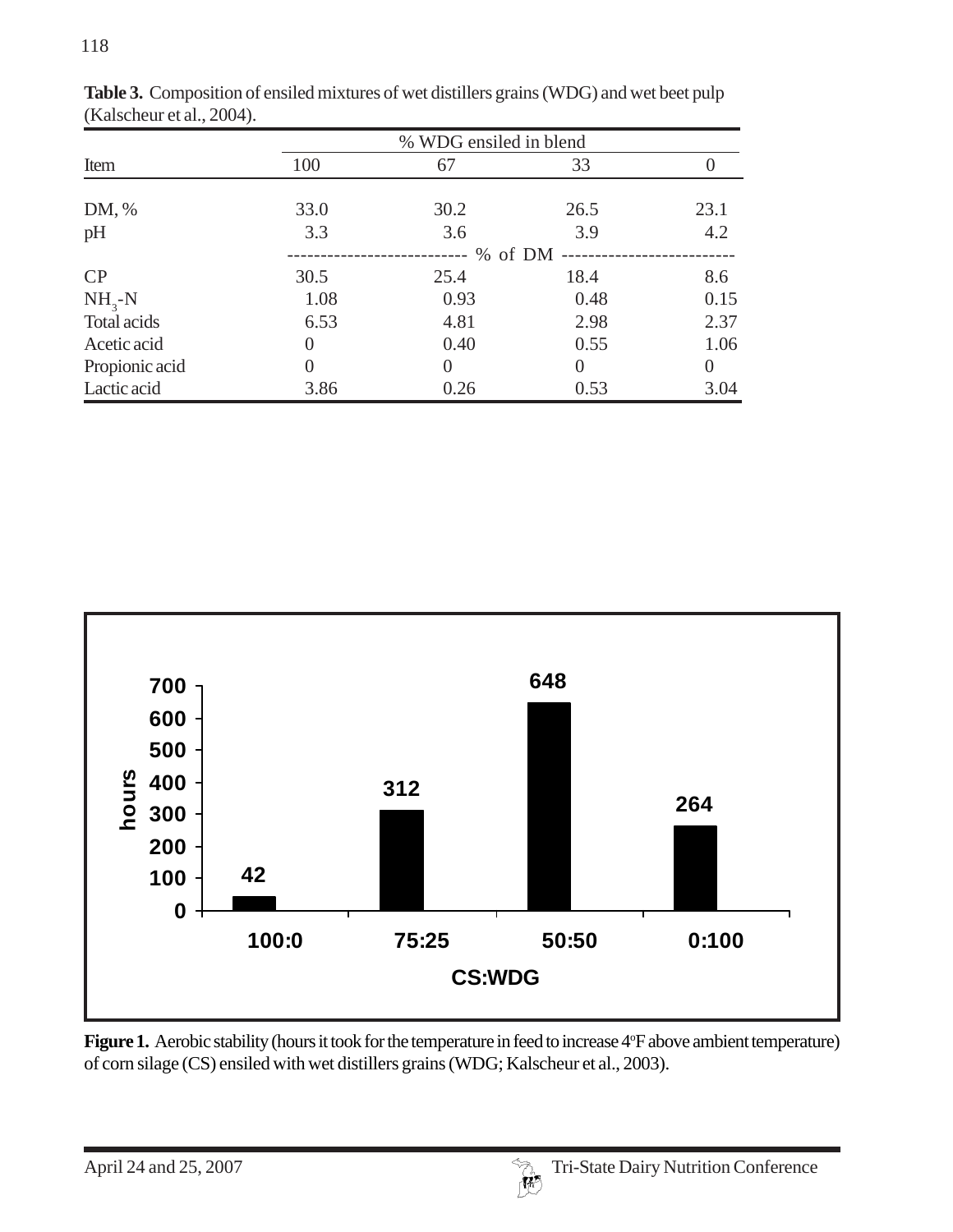**Table 3.** Composition of ensiled mixtures of wet distillers grains (WDG) and wet beet pulp (Kalscheur et al., 2004).

| | % WDG ensiled in blend | | | |
|---|---|---|---|---|
| Item | 100 | 67 | 33 | 0 |
| DM, % | 33.0 | 30.2 | 26.5 | 23.1 |
| pH | 3.3 | 3.6 | 3.9 | 4.2 |
| | % of DM | | | |
| CP | 30.5 | 25.4 | 18.4 | 8.6 |
| $NH_3$-N | 1.08 | 0.93 | 0.48 | 0.15 |
| Total acids | 6.53 | 4.81 | 2.98 | 2.37 |
| Acetic acid | 0 | 0.40 | 0.55 | 1.06 |
| Propionic acid | 0 | 0 | 0 | 0 |
| Lactic acid | 3.86 | 0.26 | 0.53 | 3.04 |

hours

700
600
500
400
300
200
100
0

42
312
648
264

100:0
75:25
50:50
0:100

CS:WDG

**Figure 1.** Aerobic stability (hours it took for the temperature in feed to increase 4°F above ambient temperature) of corn silage (CS) ensiled with wet distillers grains (WDG; Kalscheur et al., 2003).